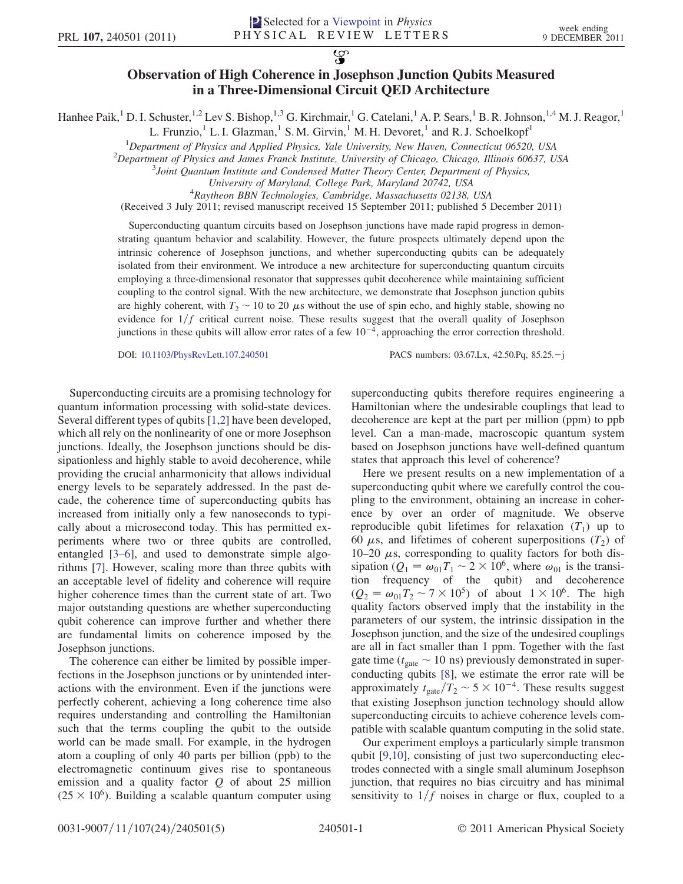# Observation of High Coherence in Josephson Junction Qubits Measured in a Three-Dimensional Circuit QED Architecture

Hanhee Paik,[1] D. I. Schuster,[1,2] Lev S. Bishop,[1,3] G. Kirchmair,[1] G. Catelani,[1] A. P. Sears,[1] B. R. Johnson,[1,4] M. J. Reagor,[1] L. Frunzio,[1] L. I. Glazman,[1] S. M. Girvin,[1] M. H. Devoret,[1] and R. J. Schoelkopf[1]

[1]Department of Physics and Applied Physics, Yale University, New Haven, Connecticut 06520, USA
[2]Department of Physics and James Franck Institute, University of Chicago, Chicago, Illinois 60637, USA
[3]Joint Quantum Institute and Condensed Matter Theory Center, Department of Physics, University of Maryland, College Park, Maryland 20742, USA
[4]Raytheon BBN Technologies, Cambridge, Massachusetts 02138, USA

(Received 3 July 2011; revised manuscript received 15 September 2011; published 5 December 2011)

Superconducting quantum circuits based on Josephson junctions have made rapid progress in demonstrating quantum behavior and scalability. However, the future prospects ultimately depend upon the intrinsic coherence of Josephson junctions, and whether superconducting qubits can be adequately isolated from their environment. We introduce a new architecture for superconducting quantum circuits employing a three-dimensional resonator that suppresses qubit decoherence while maintaining sufficient coupling to the control signal. With the new architecture, we demonstrate that Josephson junction qubits are highly coherent, with $T_2 \sim 10$ to 20 $\mu$s without the use of spin echo, and highly stable, showing no evidence for $1/f$ critical current noise. These results suggest that the overall quality of Josephson junctions in these qubits will allow error rates of a few $10^{-4}$, approaching the error correction threshold.

DOI: 10.1103/PhysRevLett.107.240501 PACS numbers: 03.67.Lx, 42.50.Pq, 85.25.−j

Superconducting circuits are a promising technology for quantum information processing with solid-state devices. Several different types of qubits [1,2] have been developed, which all rely on the nonlinearity of one or more Josephson junctions. Ideally, the Josephson junctions should be dissipationless and highly stable to avoid decoherence, while providing the crucial anharmonicity that allows individual energy levels to be separately addressed. In the past decade, the coherence time of superconducting qubits has increased from initially only a few nanoseconds to typically about a microsecond today. This has permitted experiments where two or three qubits are controlled, entangled [3–6], and used to demonstrate simple algorithms [7]. However, scaling more than three qubits with an acceptable level of fidelity and coherence will require higher coherence times than the current state of art. Two major outstanding questions are whether superconducting qubit coherence can improve further and whether there are fundamental limits on coherence imposed by the Josephson junctions.

The coherence can either be limited by possible imperfections in the Josephson junctions or by unintended interactions with the environment. Even if the junctions were perfectly coherent, achieving a long coherence time also requires understanding and controlling the Hamiltonian such that the terms coupling the qubit to the outside world can be made small. For example, in the hydrogen atom a coupling of only 40 parts per billion (ppb) to the electromagnetic continuum gives rise to spontaneous emission and a quality factor $Q$ of about 25 million ($25 \times 10^6$). Building a scalable quantum computer using superconducting qubits therefore requires engineering a Hamiltonian where the undesirable couplings that lead to decoherence are kept at the part per million (ppm) to ppb level. Can a man-made, macroscopic quantum system based on Josephson junctions have well-defined quantum states that approach this level of coherence?

Here we present results on a new implementation of a superconducting qubit where we carefully control the coupling to the environment, obtaining an increase in coherence by over an order of magnitude. We observe reproducible qubit lifetimes for relaxation ($T_1$) up to 60 $\mu$s, and lifetimes of coherent superpositions ($T_2$) of 10–20 $\mu$s, corresponding to quality factors for both dissipation ($Q_1 = \omega_{01} T_1 \sim 2 \times 10^6$, where $\omega_{01}$ is the transition frequency of the qubit) and decoherence ($Q_2 = \omega_{01} T_2 \sim 7 \times 10^5$) of about $1 \times 10^6$. The high quality factors observed imply that the instability in the parameters of our system, the intrinsic dissipation in the Josephson junction, and the size of the undesired couplings are all in fact smaller than 1 ppm. Together with the fast gate time ($t_{gate} \sim 10$ ns) previously demonstrated in superconducting qubits [8], we estimate the error rate will be approximately $t_{gate}/T_2 \sim 5 \times 10^{-4}$. These results suggest that existing Josephson junction technology should allow superconducting circuits to achieve coherence levels compatible with scalable quantum computing in the solid state.

Our experiment employs a particularly simple transmon qubit [9,10], consisting of just two superconducting electrodes connected with a single small aluminum Josephson junction, that requires no bias circuitry and has minimal sensitivity to $1/f$ noises in charge or flux, coupled to a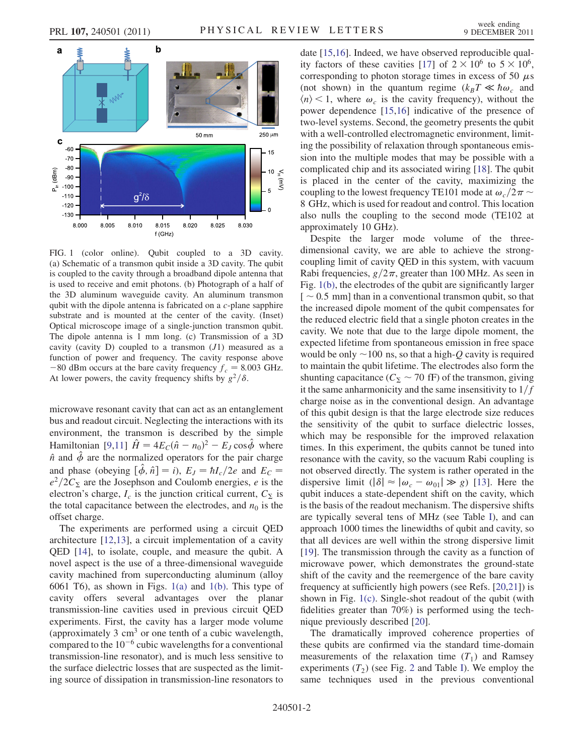FIG. 1 (color online). Qubit coupled to a 3D cavity. (a) Schematic of a transmon qubit inside a 3D cavity. The qubit is coupled to the cavity through a broadband dipole antenna that is used to receive and emit photons. (b) Photograph of a half of the 3D aluminum waveguide cavity. An aluminum transmon qubit with the dipole antenna is fabricated on a $c$-plane sapphire substrate and is mounted at the center of the cavity. (Inset) Optical microscope image of a single-junction transmon qubit. The dipole antenna is 1 mm long. (c) Transmission of a 3D cavity (cavity D) coupled to a transmon ($J1$) measured as a function of power and frequency. The cavity response above $-80$ dBm occurs at the bare cavity frequency $f_c = 8.003$ GHz. At lower powers, the cavity frequency shifts by $g^2/\delta$.

microwave resonant cavity that can act as an entanglement bus and readout circuit. Neglecting the interactions with its environment, the transmon is described by the simple Hamiltonian [9,11] $\hat{H} = 4E_C(\hat{n} - n_0)^2 - E_J \cos\hat{\phi}$ where $\hat{n}$ and $\hat{\phi}$ are the normalized operators for the pair charge and phase (obeying $[\hat{\phi}, \hat{n}] = i$), $E_J = \hbar I_c/2e$ and $E_C = e^2/2C_\Sigma$ are the Josephson and Coulomb energies, $e$ is the electron's charge, $I_c$ is the junction critical current, $C_\Sigma$ is the total capacitance between the electrodes, and $n_0$ is the offset charge.

The experiments are performed using a circuit QED architecture [12,13], a circuit implementation of a cavity QED [14], to isolate, couple, and measure the qubit. A novel aspect is the use of a three-dimensional waveguide cavity machined from superconducting aluminum (alloy 6061 T6), as shown in Figs. 1(a) and 1(b). This type of cavity offers several advantages over the planar transmission-line cavities used in previous circuit QED experiments. First, the cavity has a larger mode volume (approximately 3 cm$^3$ or one tenth of a cubic wavelength, compared to the $10^{-6}$ cubic wavelengths for a conventional transmission-line resonator), and is much less sensitive to the surface dielectric losses that are suspected as the limiting source of dissipation in transmission-line resonators to date [15,16]. Indeed, we have observed reproducible quality factors of these cavities [17] of $2 \times 10^6$ to $5 \times 10^6$, corresponding to photon storage times in excess of 50 $\mu$s (not shown) in the quantum regime ($k_B T \ll \hbar\omega_c$ and $\langle n \rangle < 1$, where $\omega_c$ is the cavity frequency), without the power dependence [15,16] indicative of the presence of two-level systems. Second, the geometry presents the qubit with a well-controlled electromagnetic environment, limiting the possibility of relaxation through spontaneous emission into the multiple modes that may be possible with a complicated chip and its associated wiring [18]. The qubit is placed in the center of the cavity, maximizing the coupling to the lowest frequency TE101 mode at $\omega_c/2\pi \sim 8$ GHz, which is used for readout and control. This location also nulls the coupling to the second mode (TE102 at approximately 10 GHz).

Despite the larger mode volume of the three-dimensional cavity, we are able to achieve the strong-coupling limit of cavity QED in this system, with vacuum Rabi frequencies, $g/2\pi$, greater than 100 MHz. As seen in Fig. 1(b), the electrodes of the qubit are significantly larger [$\sim 0.5$ mm] than in a conventional transmon qubit, so that the increased dipole moment of the qubit compensates for the reduced electric field that a single photon creates in the cavity. We note that due to the large dipole moment, the expected lifetime from spontaneous emission in free space would be only $\sim$100 ns, so that a high-$Q$ cavity is required to maintain the qubit lifetime. The electrodes also form the shunting capacitance ($C_\Sigma \sim 70$ fF) of the transmon, giving it the same anharmonicity and the same insensitivity to $1/f$ charge noise as in the conventional design. An advantage of this qubit design is that the large electrode size reduces the sensitivity of the qubit to surface dielectric losses, which may be responsible for the improved relaxation times. In this experiment, the qubits cannot be tuned into resonance with the cavity, so the vacuum Rabi coupling is not observed directly. The system is rather operated in the dispersive limit ($|\delta| \approx |\omega_c - \omega_{01}| \gg g$) [13]. Here the qubit induces a state-dependent shift on the cavity, which is the basis of the readout mechanism. The dispersive shifts are typically several tens of MHz (see Table I), and can approach 1000 times the linewidths of qubit and cavity, so that all devices are well within the strong dispersive limit [19]. The transmission through the cavity as a function of microwave power, which demonstrates the ground-state shift of the cavity and the reemergence of the bare cavity frequency at sufficiently high powers (see Refs. [20,21]) is shown in Fig. 1(c). Single-shot readout of the qubit (with fidelities greater than 70%) is performed using the technique previously described [20].

The dramatically improved coherence properties of these qubits are confirmed via the standard time-domain measurements of the relaxation time ($T_1$) and Ramsey experiments ($T_2$) (see Fig. 2 and Table I). We employ the same techniques used in the previous conventional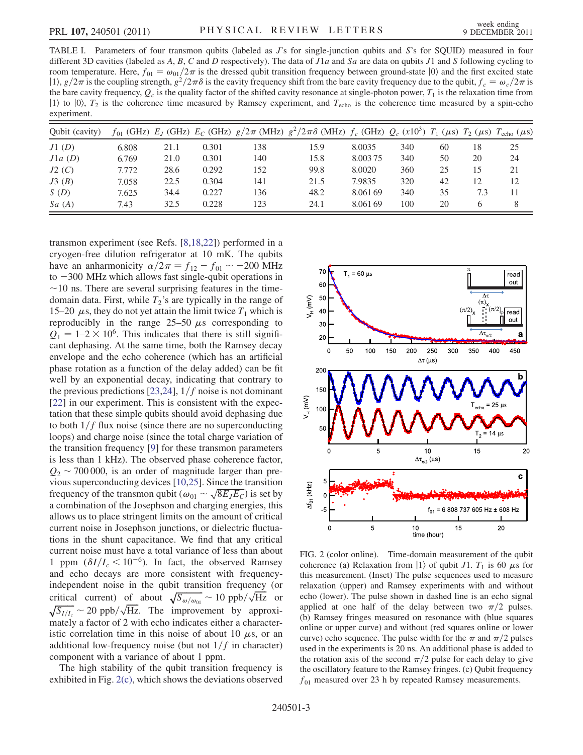TABLE I. Parameters of four transmon qubits (labeled as $J$'s for single-junction qubits and $S$'s for SQUID) measured in four different 3D cavities (labeled as $A$, $B$, $C$ and $D$ respectively). The data of $J1a$ and $Sa$ are data on qubits $J1$ and $S$ following cycling to room temperature. Here, $f_{01} = \omega_{01}/2\pi$ is the dressed qubit transition frequency between ground-state $|0\rangle$ and the first excited state $|1\rangle$, $g/2\pi$ is the coupling strength, $g^2/2\pi\delta$ is the cavity frequency shift from the bare cavity frequency due to the qubit, $f_c = \omega_c/2\pi$ is the bare cavity frequency, $Q_c$ is the quality factor of the shifted cavity resonance at single-photon power, $T_1$ is the relaxation time from $|1\rangle$ to $|0\rangle$, $T_2$ is the coherence time measured by Ramsey experiment, and $T_{\rm echo}$ is the coherence time measured by a spin-echo experiment.

| Qubit (cavity) | $f_{01}$ (GHz) | $E_J$ (GHz) | $E_C$ (GHz) | $g/2\pi$ (MHz) | $g^2/2\pi\delta$ (MHz) | $f_c$ (GHz) | $Q_c$ (x$10^3$) | $T_1$ ($\mu$s) | $T_2$ ($\mu$s) | $T_{\rm echo}$ ($\mu$s) |
|---|---|---|---|---|---|---|---|---|---|---|
| $J1$ ($D$) | 6.808 | 21.1 | 0.301 | 138 | 15.9 | 8.0035 | 340 | 60 | 18 | 25 |
| $J1a$ ($D$) | 6.769 | 21.0 | 0.301 | 140 | 15.8 | 8.003 75 | 340 | 50 | 20 | 24 |
| $J2$ ($C$) | 7.772 | 28.6 | 0.292 | 152 | 99.8 | 8.0020 | 360 | 25 | 15 | 21 |
| $J3$ ($B$) | 7.058 | 22.5 | 0.304 | 141 | 21.5 | 7.9835 | 320 | 42 | 12 | 12 |
| $S$ ($D$) | 7.625 | 34.4 | 0.227 | 136 | 48.2 | 8.061 69 | 340 | 35 | 7.3 | 11 |
| $Sa$ ($A$) | 7.43 | 32.5 | 0.228 | 123 | 24.1 | 8.061 69 | 100 | 20 | 6 | 8 |

transmon experiment (see Refs. [8,18,22]) performed in a cryogen-free dilution refrigerator at 10 mK. The qubits have an anharmonicity $\alpha/2\pi = f_{12} - f_{01} \sim -200$ MHz to $-300$ MHz which allows fast single-qubit operations in $\sim$10 ns. There are several surprising features in the time-domain data. First, while $T_2$'s are typically in the range of 15–20 $\mu$s, they do not yet attain the limit twice $T_1$ which is reproducibly in the range 25–50 $\mu$s corresponding to $Q_1 = 1$–$2 \times 10^6$. This indicates that there is still significant dephasing. At the same time, both the Ramsey decay envelope and the echo coherence (which has an artificial phase rotation as a function of the delay added) can be fit well by an exponential decay, indicating that contrary to the previous predictions [23,24], $1/f$ noise is not dominant [22] in our experiment. This is consistent with the expectation that these simple qubits should avoid dephasing due to both $1/f$ flux noise (since there are no superconducting loops) and charge noise (since the total charge variation of the transition frequency [9] for these transmon parameters is less than 1 kHz). The observed phase coherence factor, $Q_2 \sim 700\,000$, is an order of magnitude larger than previous superconducting devices [10,25]. Since the transition frequency of the transmon qubit ($\omega_{01} \sim \sqrt{8E_JE_C}$) is set by a combination of the Josephson and charging energies, this allows us to place stringent limits on the amount of critical current noise in Josephson junctions, or dielectric fluctuations in the shunt capacitance. We find that any critical current noise must have a total variance of less than about 1 ppm ($\delta I/I_c < 10^{-6}$). In fact, the observed Ramsey and echo decays are more consistent with frequency-independent noise in the qubit transition frequency (or critical current) of about $\sqrt{S_{\omega/\omega_{01}}} \sim 10$ ppb$/\sqrt{\rm Hz}$ or $\sqrt{S_{I/I_c}} \sim 20$ ppb$/\sqrt{\rm Hz}$. The improvement by approximately a factor of 2 with echo indicates either a characteristic correlation time in this noise of about 10 $\mu$s, or an additional low-frequency noise (but not $1/f$ in character) component with a variance of about 1 ppm.

The high stability of the qubit transition frequency is exhibited in Fig. 2(c), which shows the deviations observed

FIG. 2 (color online). Time-domain measurement of the qubit coherence (a) Relaxation from $|1\rangle$ of qubit $J1$. $T_1$ is 60 $\mu$s for this measurement. (Inset) The pulse sequences used to measure relaxation (upper) and Ramsey experiments with and without echo (lower). The pulse shown in dashed line is an echo signal applied at one half of the delay between two $\pi/2$ pulses. (b) Ramsey fringes measured on resonance with (blue squares online or upper curve) and without (red squares online or lower curve) echo sequence. The pulse width for the $\pi$ and $\pi/2$ pulses used in the experiments is 20 ns. An additional phase is added to the rotation axis of the second $\pi/2$ pulse for each delay to give the oscillatory feature to the Ramsey fringes. (c) Qubit frequency $f_{01}$ measured over 23 h by repeated Ramsey measurements.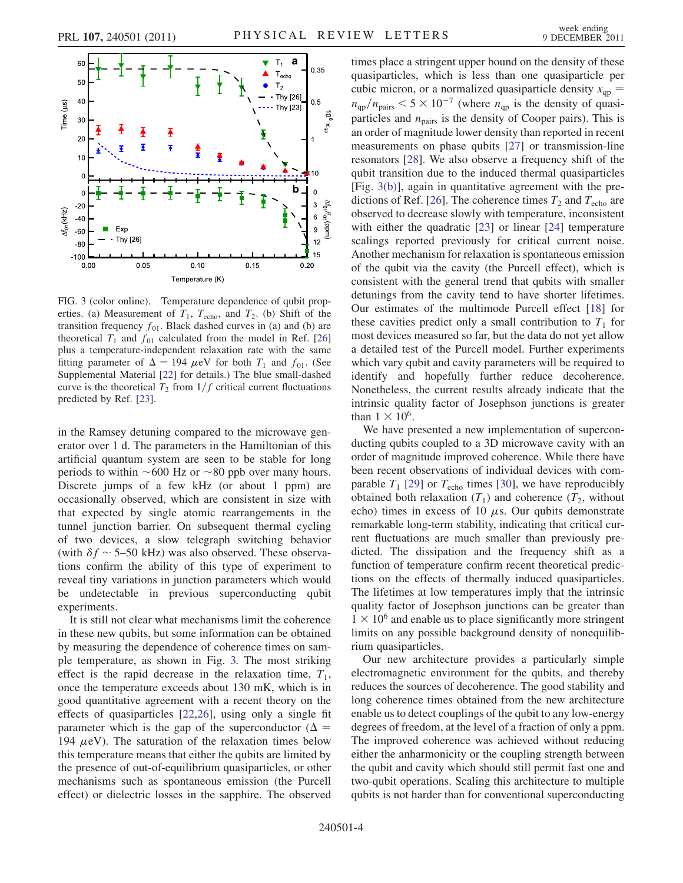FIG. 3 (color online). Temperature dependence of qubit properties. (a) Measurement of $T_1$, $T_{\mathrm{echo}}$, and $T_2$. (b) Shift of the transition frequency $f_{01}$. Black dashed curves in (a) and (b) are theoretical $T_1$ and $f_{01}$ calculated from the model in Ref. [26] plus a temperature-independent relaxation rate with the same fitting parameter of $\Delta = 194\ \mu\mathrm{eV}$ for both $T_1$ and $f_{01}$. (See Supplemental Material [22] for details.) The blue small-dashed curve is the theoretical $T_2$ from $1/f$ critical current fluctuations predicted by Ref. [23].

in the Ramsey detuning compared to the microwave generator over 1 d. The parameters in the Hamiltonian of this artificial quantum system are seen to be stable for long periods to within ~600 Hz or ~80 ppb over many hours. Discrete jumps of a few kHz (or about 1 ppm) are occasionally observed, which are consistent in size with that expected by single atomic rearrangements in the tunnel junction barrier. On subsequent thermal cycling of two devices, a slow telegraph switching behavior (with $\delta f \sim 5$–$50$ kHz) was also observed. These observations confirm the ability of this type of experiment to reveal tiny variations in junction parameters which would be undetectable in previous superconducting qubit experiments.

It is still not clear what mechanisms limit the coherence in these new qubits, but some information can be obtained by measuring the dependence of coherence times on sample temperature, as shown in Fig. 3. The most striking effect is the rapid decrease in the relaxation time, $T_1$, once the temperature exceeds about 130 mK, which is in good quantitative agreement with a recent theory on the effects of quasiparticles [22,26], using only a single fit parameter which is the gap of the superconductor ($\Delta = 194\ \mu\mathrm{eV}$). The saturation of the relaxation times below this temperature means that either the qubits are limited by the presence of out-of-equilibrium quasiparticles, or other mechanisms such as spontaneous emission (the Purcell effect) or dielectric losses in the sapphire. The observed times place a stringent upper bound on the density of these quasiparticles, which is less than one quasiparticle per cubic micron, or a normalized quasiparticle density $x_{\mathrm{qp}} = n_{\mathrm{qp}}/n_{\mathrm{pairs}} < 5 \times 10^{-7}$ (where $n_{\mathrm{qp}}$ is the density of quasiparticles and $n_{\mathrm{pairs}}$ is the density of Cooper pairs). This is an order of magnitude lower density than reported in recent measurements on phase qubits [27] or transmission-line resonators [28]. We also observe a frequency shift of the qubit transition due to the induced thermal quasiparticles [Fig. 3(b)], again in quantitative agreement with the predictions of Ref. [26]. The coherence times $T_2$ and $T_{\mathrm{echo}}$ are observed to decrease slowly with temperature, inconsistent with either the quadratic [23] or linear [24] temperature scalings reported previously for critical current noise. Another mechanism for relaxation is spontaneous emission of the qubit via the cavity (the Purcell effect), which is consistent with the general trend that qubits with smaller detunings from the cavity tend to have shorter lifetimes. Our estimates of the multimode Purcell effect [18] for these cavities predict only a small contribution to $T_1$ for most devices measured so far, but the data do not yet allow a detailed test of the Purcell model. Further experiments which vary qubit and cavity parameters will be required to identify and hopefully further reduce decoherence. Nonetheless, the current results already indicate that the intrinsic quality factor of Josephson junctions is greater than $1 \times 10^6$.

We have presented a new implementation of superconducting qubits coupled to a 3D microwave cavity with an order of magnitude improved coherence. While there have been recent observations of individual devices with comparable $T_1$ [29] or $T_{\mathrm{echo}}$ times [30], we have reproducibly obtained both relaxation ($T_1$) and coherence ($T_2$, without echo) times in excess of 10 $\mu$s. Our qubits demonstrate remarkable long-term stability, indicating that critical current fluctuations are much smaller than previously predicted. The dissipation and the frequency shift as a function of temperature confirm recent theoretical predictions on the effects of thermally induced quasiparticles. The lifetimes at low temperatures imply that the intrinsic quality factor of Josephson junctions can be greater than $1 \times 10^6$ and enable us to place significantly more stringent limits on any possible background density of nonequilibrium quasiparticles.

Our new architecture provides a particularly simple electromagnetic environment for the qubits, and thereby reduces the sources of decoherence. The good stability and long coherence times obtained from the new architecture enable us to detect couplings of the qubit to any low-energy degrees of freedom, at the level of a fraction of only a ppm. The improved coherence was achieved without reducing either the anharmonicity or the coupling strength between the qubit and cavity which should still permit fast one and two-qubit operations. Scaling this architecture to multiple qubits is not harder than for conventional superconducting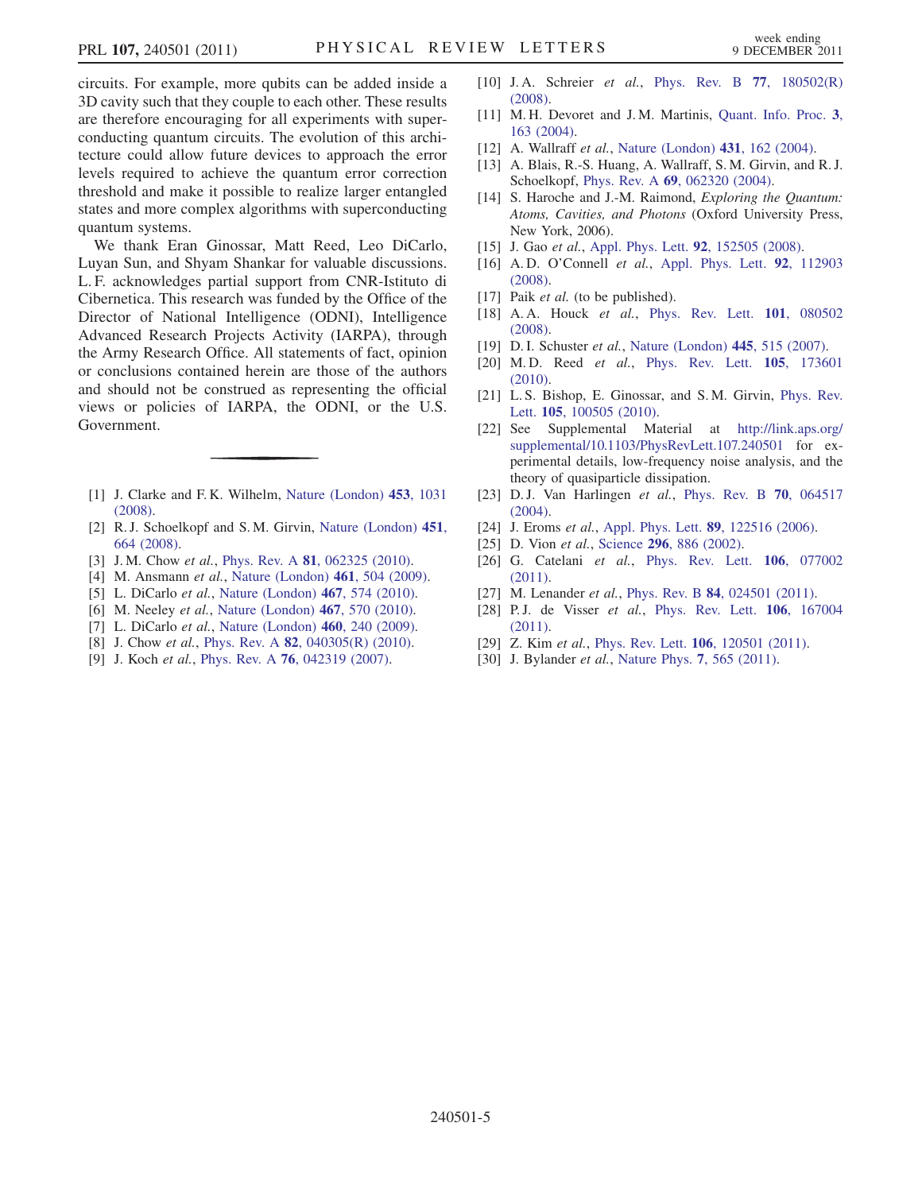circuits. For example, more qubits can be added inside a 3D cavity such that they couple to each other. These results are therefore encouraging for all experiments with superconducting quantum circuits. The evolution of this architecture could allow future devices to approach the error levels required to achieve the quantum error correction threshold and make it possible to realize larger entangled states and more complex algorithms with superconducting quantum systems.

We thank Eran Ginossar, Matt Reed, Leo DiCarlo, Luyan Sun, and Shyam Shankar for valuable discussions. L. F. acknowledges partial support from CNR-Istituto di Cibernetica. This research was funded by the Office of the Director of National Intelligence (ODNI), Intelligence Advanced Research Projects Activity (IARPA), through the Army Research Office. All statements of fact, opinion or conclusions contained herein are those of the authors and should not be construed as representing the official views or policies of IARPA, the ODNI, or the U.S. Government.

---

[1] J. Clarke and F. K. Wilhelm, Nature (London) **453**, 1031 (2008).

[2] R. J. Schoelkopf and S. M. Girvin, Nature (London) **451**, 664 (2008).

[3] J. M. Chow *et al.*, Phys. Rev. A **81**, 062325 (2010).

[4] M. Ansmann *et al.*, Nature (London) **461**, 504 (2009).

[5] L. DiCarlo *et al.*, Nature (London) **467**, 574 (2010).

[6] M. Neeley *et al.*, Nature (London) **467**, 570 (2010).

[7] L. DiCarlo *et al.*, Nature (London) **460**, 240 (2009).

[8] J. Chow *et al.*, Phys. Rev. A **82**, 040305(R) (2010).

[9] J. Koch *et al.*, Phys. Rev. A **76**, 042319 (2007).

[10] J. A. Schreier *et al.*, Phys. Rev. B **77**, 180502(R) (2008).

[11] M. H. Devoret and J. M. Martinis, Quant. Info. Proc. **3**, 163 (2004).

[12] A. Wallraff *et al.*, Nature (London) **431**, 162 (2004).

[13] A. Blais, R.-S. Huang, A. Wallraff, S. M. Girvin, and R. J. Schoelkopf, Phys. Rev. A **69**, 062320 (2004).

[14] S. Haroche and J.-M. Raimond, *Exploring the Quantum: Atoms, Cavities, and Photons* (Oxford University Press, New York, 2006).

[15] J. Gao *et al.*, Appl. Phys. Lett. **92**, 152505 (2008).

[16] A. D. O'Connell *et al.*, Appl. Phys. Lett. **92**, 112903 (2008).

[17] Paik *et al.* (to be published).

[18] A. A. Houck *et al.*, Phys. Rev. Lett. **101**, 080502 (2008).

[19] D. I. Schuster *et al.*, Nature (London) **445**, 515 (2007).

[20] M. D. Reed *et al.*, Phys. Rev. Lett. **105**, 173601 (2010).

[21] L. S. Bishop, E. Ginossar, and S. M. Girvin, Phys. Rev. Lett. **105**, 100505 (2010).

[22] See Supplemental Material at http://link.aps.org/supplemental/10.1103/PhysRevLett.107.240501 for experimental details, low-frequency noise analysis, and the theory of quasiparticle dissipation.

[23] D. J. Van Harlingen *et al.*, Phys. Rev. B **70**, 064517 (2004).

[24] J. Eroms *et al.*, Appl. Phys. Lett. **89**, 122516 (2006).

[25] D. Vion *et al.*, Science **296**, 886 (2002).

[26] G. Catelani *et al.*, Phys. Rev. Lett. **106**, 077002 (2011).

[27] M. Lenander *et al.*, Phys. Rev. B **84**, 024501 (2011).

[28] P. J. de Visser *et al.*, Phys. Rev. Lett. **106**, 167004 (2011).

[29] Z. Kim *et al.*, Phys. Rev. Lett. **106**, 120501 (2011).

[30] J. Bylander *et al.*, Nature Phys. **7**, 565 (2011).